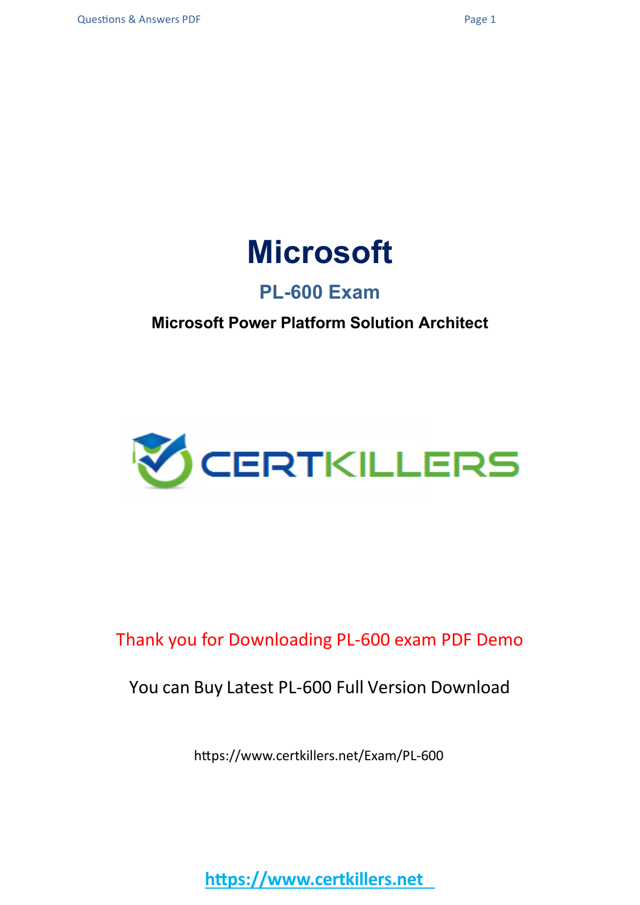# Microsoft

## PL-600 Exam

**Microsoft Power Platform Solution Architect**

Thank you for Downloading PL-600 exam PDF Demo

You can Buy Latest PL-600 Full Version Download

https://www.certkillers.net/Exam/PL-600

https://www.certkillers.net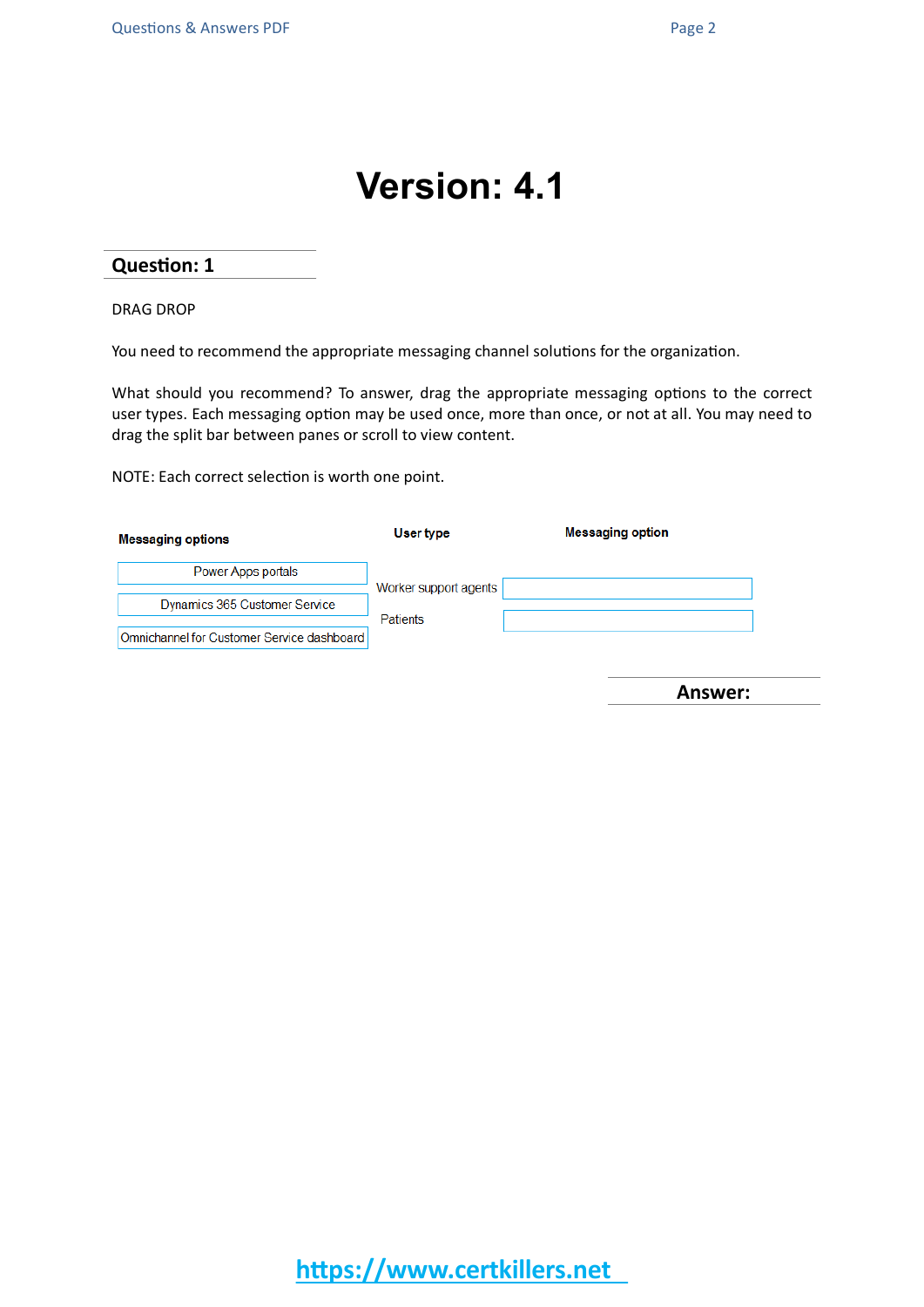# Version: 4.1

## Question: 1

DRAG DROP

You need to recommend the appropriate messaging channel solutions for the organization.

What should you recommend? To answer, drag the appropriate messaging options to the correct user types. Each messaging option may be used once, more than once, or not at all. You may need to drag the split bar between panes or scroll to view content.

NOTE: Each correct selection is worth one point.

**Messaging options**

- Power Apps portals
- Dynamics 365 Customer Service
- Omnichannel for Customer Service dashboard

| User type | Messaging option |
| --- | --- |
| Worker support agents | |
| Patients | |

**Answer:**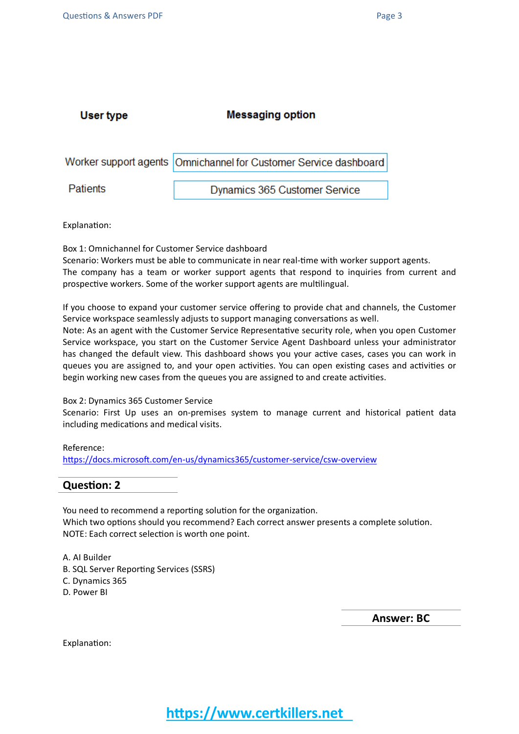| User type | Messaging option |
| --- | --- |
| Worker support agents | Omnichannel for Customer Service dashboard |
| Patients | Dynamics 365 Customer Service |

Explanation:

Box 1: Omnichannel for Customer Service dashboard
Scenario: Workers must be able to communicate in near real-time with worker support agents.
The company has a team or worker support agents that respond to inquiries from current and prospective workers. Some of the worker support agents are multilingual.

If you choose to expand your customer service offering to provide chat and channels, the Customer Service workspace seamlessly adjusts to support managing conversations as well.
Note: As an agent with the Customer Service Representative security role, when you open Customer Service workspace, you start on the Customer Service Agent Dashboard unless your administrator has changed the default view. This dashboard shows you your active cases, cases you can work in queues you are assigned to, and your open activities. You can open existing cases and activities or begin working new cases from the queues you are assigned to and create activities.

Box 2: Dynamics 365 Customer Service
Scenario: First Up uses an on-premises system to manage current and historical patient data including medications and medical visits.

Reference:
https://docs.microsoft.com/en-us/dynamics365/customer-service/csw-overview

## Question: 2

You need to recommend a reporting solution for the organization.
Which two options should you recommend? Each correct answer presents a complete solution.
NOTE: Each correct selection is worth one point.

A. AI Builder
B. SQL Server Reporting Services (SSRS)
C. Dynamics 365
D. Power BI

**Answer: BC**

Explanation: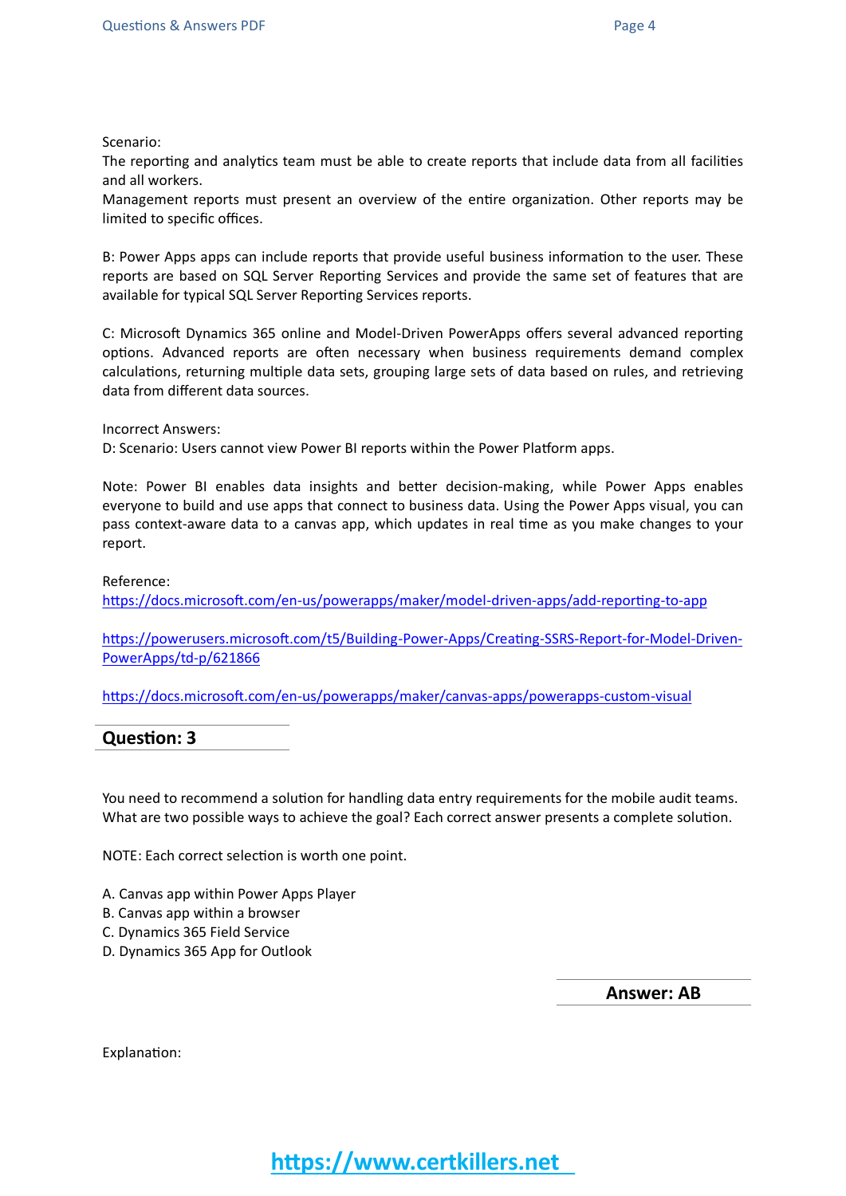Scenario:
The reporting and analytics team must be able to create reports that include data from all facilities and all workers.
Management reports must present an overview of the entire organization. Other reports may be limited to specific offices.

B: Power Apps apps can include reports that provide useful business information to the user. These reports are based on SQL Server Reporting Services and provide the same set of features that are available for typical SQL Server Reporting Services reports.

C: Microsoft Dynamics 365 online and Model-Driven PowerApps offers several advanced reporting options. Advanced reports are often necessary when business requirements demand complex calculations, returning multiple data sets, grouping large sets of data based on rules, and retrieving data from different data sources.

Incorrect Answers:
D: Scenario: Users cannot view Power BI reports within the Power Platform apps.

Note: Power BI enables data insights and better decision-making, while Power Apps enables everyone to build and use apps that connect to business data. Using the Power Apps visual, you can pass context-aware data to a canvas app, which updates in real time as you make changes to your report.

Reference:
https://docs.microsoft.com/en-us/powerapps/maker/model-driven-apps/add-reporting-to-app

https://powerusers.microsoft.com/t5/Building-Power-Apps/Creating-SSRS-Report-for-Model-Driven-PowerApps/td-p/621866

https://docs.microsoft.com/en-us/powerapps/maker/canvas-apps/powerapps-custom-visual

## Question: 3

You need to recommend a solution for handling data entry requirements for the mobile audit teams.
What are two possible ways to achieve the goal? Each correct answer presents a complete solution.

NOTE: Each correct selection is worth one point.

A. Canvas app within Power Apps Player
B. Canvas app within a browser
C. Dynamics 365 Field Service
D. Dynamics 365 App for Outlook

**Answer: AB**

Explanation: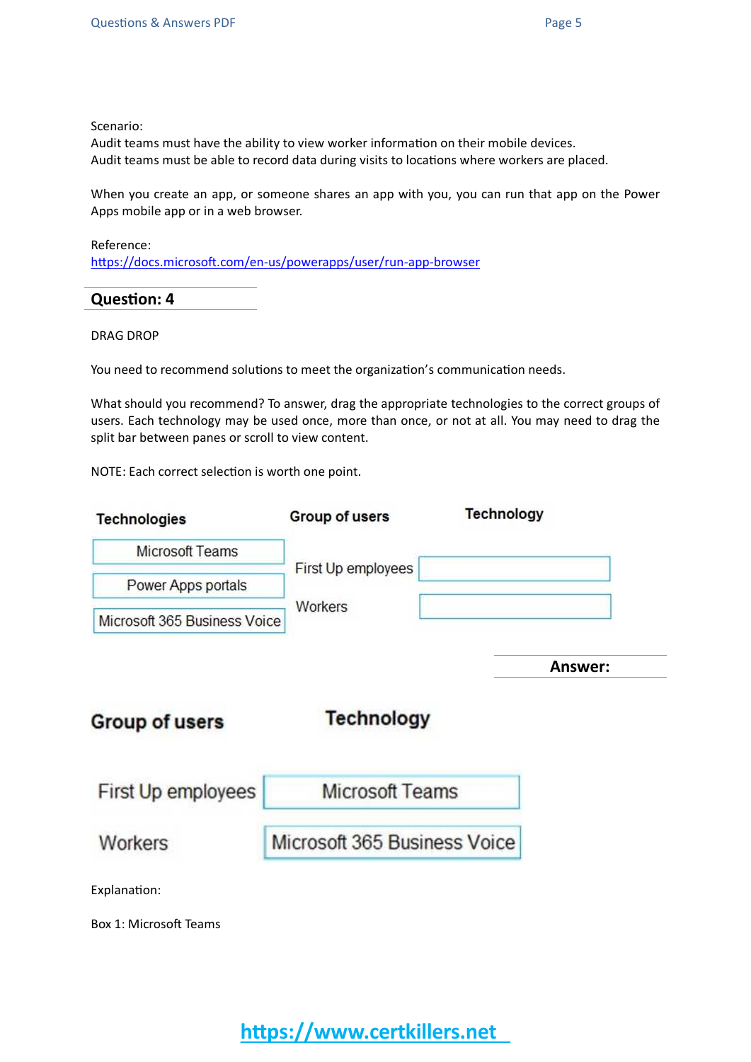Scenario:
Audit teams must have the ability to view worker information on their mobile devices.
Audit teams must be able to record data during visits to locations where workers are placed.

When you create an app, or someone shares an app with you, you can run that app on the Power Apps mobile app or in a web browser.

Reference:
https://docs.microsoft.com/en-us/powerapps/user/run-app-browser

## Question: 4

DRAG DROP

You need to recommend solutions to meet the organization's communication needs.

What should you recommend? To answer, drag the appropriate technologies to the correct groups of users. Each technology may be used once, more than once, or not at all. You may need to drag the split bar between panes or scroll to view content.

NOTE: Each correct selection is worth one point.

| Technologies |
|---|
| Microsoft Teams |
| Power Apps portals |
| Microsoft 365 Business Voice |

| Group of users | Technology |
|---|---|
| First Up employees | |
| Workers | |

**Answer:**

| Group of users | Technology |
|---|---|
| First Up employees | Microsoft Teams |
| Workers | Microsoft 365 Business Voice |

Explanation:

Box 1: Microsoft Teams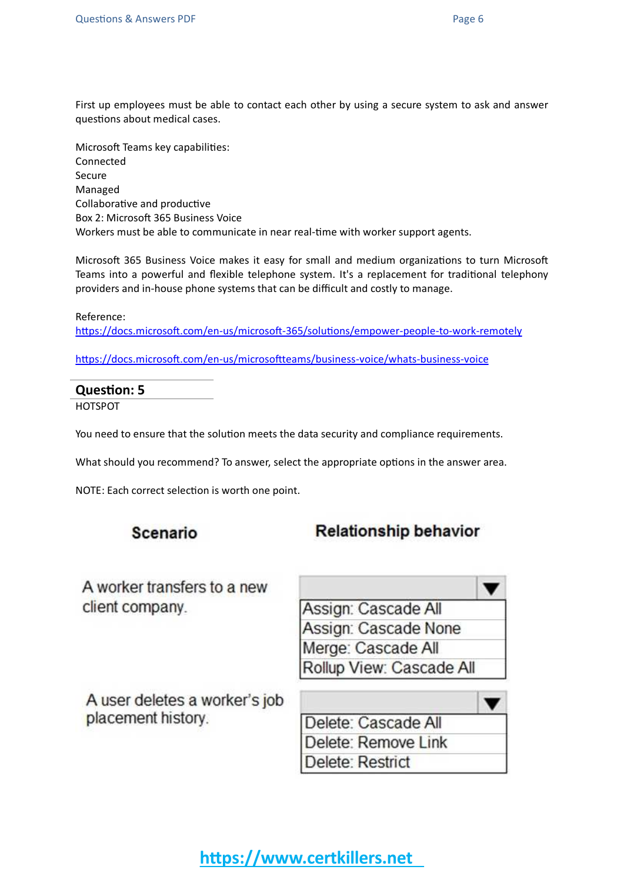First up employees must be able to contact each other by using a secure system to ask and answer questions about medical cases.

Microsoft Teams key capabilities:
Connected
Secure
Managed
Collaborative and productive
Box 2: Microsoft 365 Business Voice
Workers must be able to communicate in near real-time with worker support agents.

Microsoft 365 Business Voice makes it easy for small and medium organizations to turn Microsoft Teams into a powerful and flexible telephone system. It's a replacement for traditional telephony providers and in-house phone systems that can be difficult and costly to manage.

Reference:
https://docs.microsoft.com/en-us/microsoft-365/solutions/empower-people-to-work-remotely

https://docs.microsoft.com/en-us/microsoftteams/business-voice/whats-business-voice

## Question: 5

HOTSPOT

You need to ensure that the solution meets the data security and compliance requirements.

What should you recommend? To answer, select the appropriate options in the answer area.

NOTE: Each correct selection is worth one point.

| Scenario | Relationship behavior |
|---|---|
| A worker transfers to a new client company. | Assign: Cascade All<br>Assign: Cascade None<br>Merge: Cascade All<br>Rollup View: Cascade All |
| A user deletes a worker's job placement history. | Delete: Cascade All<br>Delete: Remove Link<br>Delete: Restrict |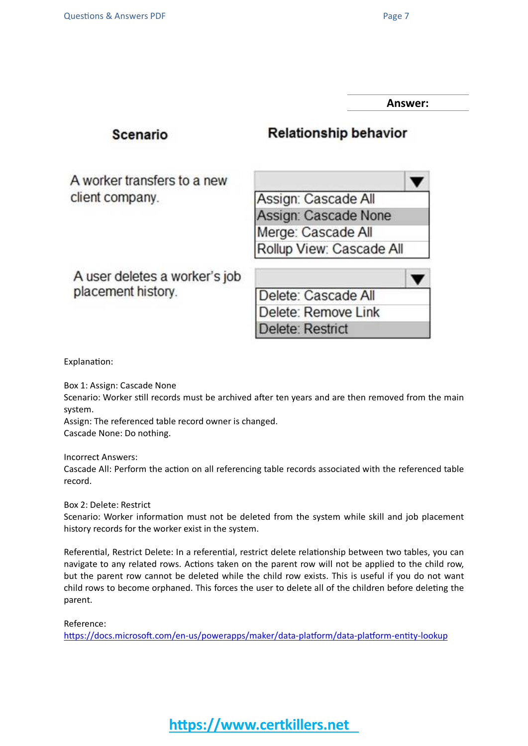**Answer:**

| Scenario | Relationship behavior |
|---|---|
| A worker transfers to a new client company. | Assign: Cascade All<br>**Assign: Cascade None**<br>Merge: Cascade All<br>Rollup View: Cascade All |
| A user deletes a worker's job placement history. | Delete: Cascade All<br>Delete: Remove Link<br>**Delete: Restrict** |

Explanation:

Box 1: Assign: Cascade None
Scenario: Worker still records must be archived after ten years and are then removed from the main system.
Assign: The referenced table record owner is changed.
Cascade None: Do nothing.

Incorrect Answers:
Cascade All: Perform the action on all referencing table records associated with the referenced table record.

Box 2: Delete: Restrict
Scenario: Worker information must not be deleted from the system while skill and job placement history records for the worker exist in the system.

Referential, Restrict Delete: In a referential, restrict delete relationship between two tables, you can navigate to any related rows. Actions taken on the parent row will not be applied to the child row, but the parent row cannot be deleted while the child row exists. This is useful if you do not want child rows to become orphaned. This forces the user to delete all of the children before deleting the parent.

Reference:
https://docs.microsoft.com/en-us/powerapps/maker/data-platform/data-platform-entity-lookup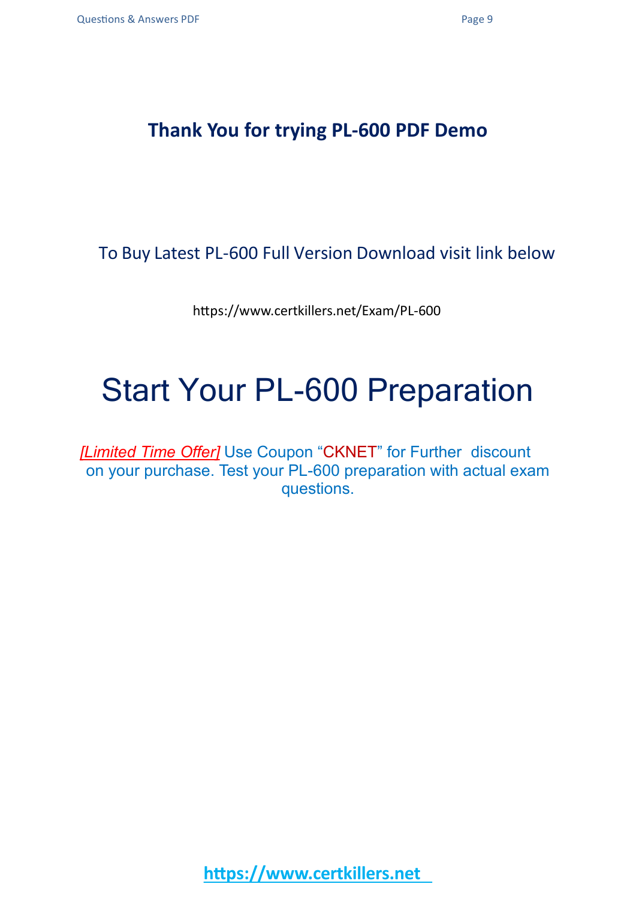# Thank You for trying PL-600 PDF Demo

To Buy Latest PL-600 Full Version Download visit link below

https://www.certkillers.net/Exam/PL-600

# Start Your PL-600 Preparation

*[Limited Time Offer]* Use Coupon "CKNET" for Further discount on your purchase. Test your PL-600 preparation with actual exam questions.

**https://www.certkillers.net**